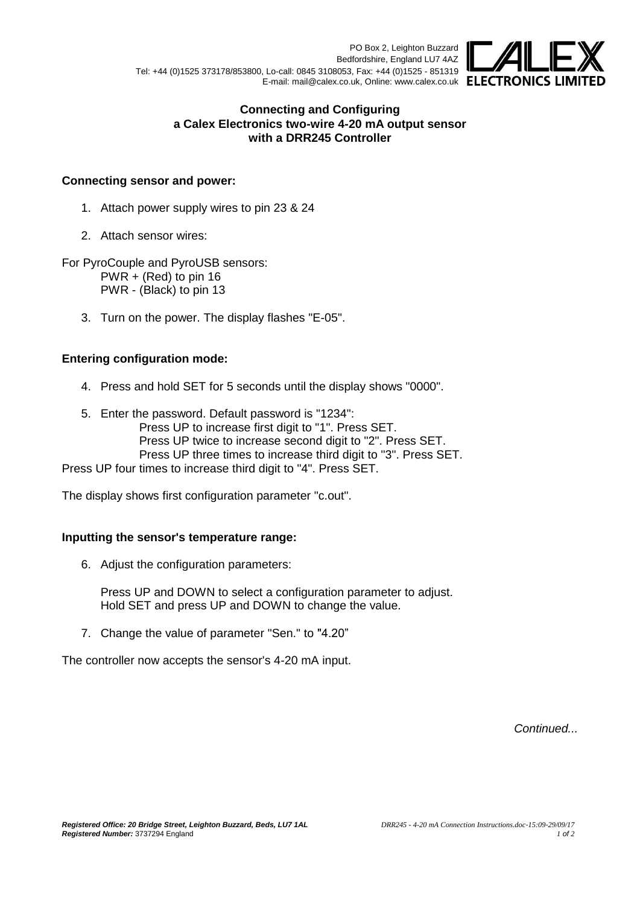PO Box 2, Leighton Buzzard
Bedfordshire, England LU7 4AZ
Tel: +44 (0)1525 373178/853800, Lo-call: 0845 3108053, Fax: +44 (0)1525 - 851319
E-mail: mail@calex.co.uk, Online: www.calex.co.uk

**CALEX ELECTRONICS LIMITED**

# Connecting and Configuring a Calex Electronics two-wire 4-20 mA output sensor with a DRR245 Controller

## Connecting sensor and power:

1. Attach power supply wires to pin 23 & 24

2. Attach sensor wires:

For PyroCouple and PyroUSB sensors:
PWR + (Red) to pin 16
PWR - (Black) to pin 13

3. Turn on the power. The display flashes "E-05".

## Entering configuration mode:

4. Press and hold SET for 5 seconds until the display shows "0000".

5. Enter the password. Default password is "1234":
   Press UP to increase first digit to "1". Press SET.
   Press UP twice to increase second digit to "2". Press SET.
   Press UP three times to increase third digit to "3". Press SET.
   Press UP four times to increase third digit to "4". Press SET.

The display shows first configuration parameter "c.out".

## Inputting the sensor's temperature range:

6. Adjust the configuration parameters:

   Press UP and DOWN to select a configuration parameter to adjust.
   Hold SET and press UP and DOWN to change the value.

7. Change the value of parameter "Sen." to "4.20"

The controller now accepts the sensor's 4-20 mA input.

*Continued...*

***Registered Office: 20 Bridge Street, Leighton Buzzard, Beds, LU7 1AL***
***Registered Number:*** 3737294 England

*DRR245 - 4-20 mA Connection Instructions.doc-15:09-29/09/17*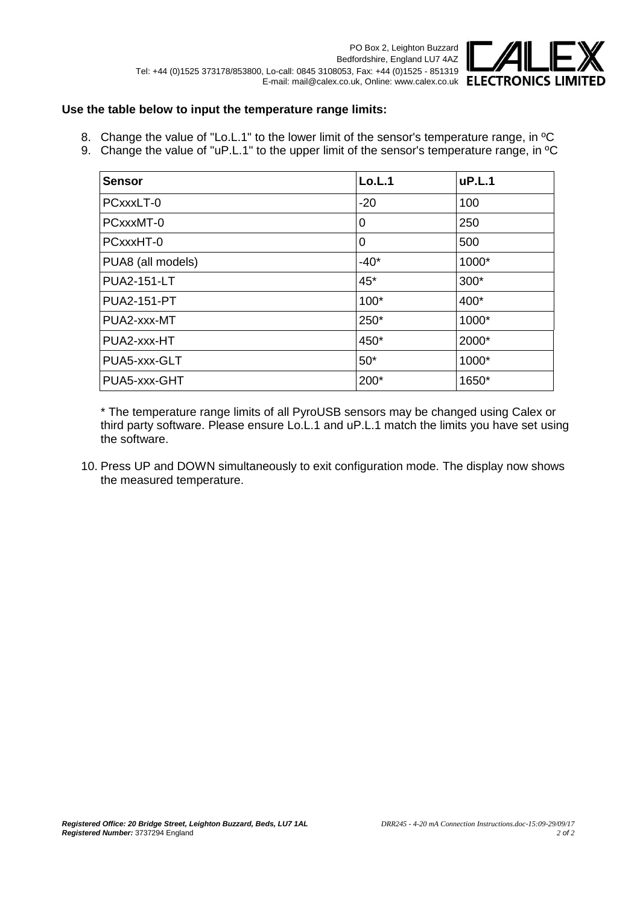**Use the table below to input the temperature range limits:**

8. Change the value of "Lo.L.1" to the lower limit of the sensor's temperature range, in ºC
9. Change the value of "uP.L.1" to the upper limit of the sensor's temperature range, in ºC

| **Sensor** | **Lo.L.1** | **uP.L.1** |
|---|---|---|
| PCxxxLT-0 | -20 | 100 |
| PCxxxMT-0 | 0 | 250 |
| PCxxxHT-0 | 0 | 500 |
| PUA8 (all models) | -40* | 1000* |
| PUA2-151-LT | 45* | 300* |
| PUA2-151-PT | 100* | 400* |
| PUA2-xxx-MT | 250* | 1000* |
| PUA2-xxx-HT | 450* | 2000* |
| PUA5-xxx-GLT | 50* | 1000* |
| PUA5-xxx-GHT | 200* | 1650* |

\* The temperature range limits of all PyroUSB sensors may be changed using Calex or third party software. Please ensure Lo.L.1 and uP.L.1 match the limits you have set using the software.

10. Press UP and DOWN simultaneously to exit configuration mode. The display now shows the measured temperature.